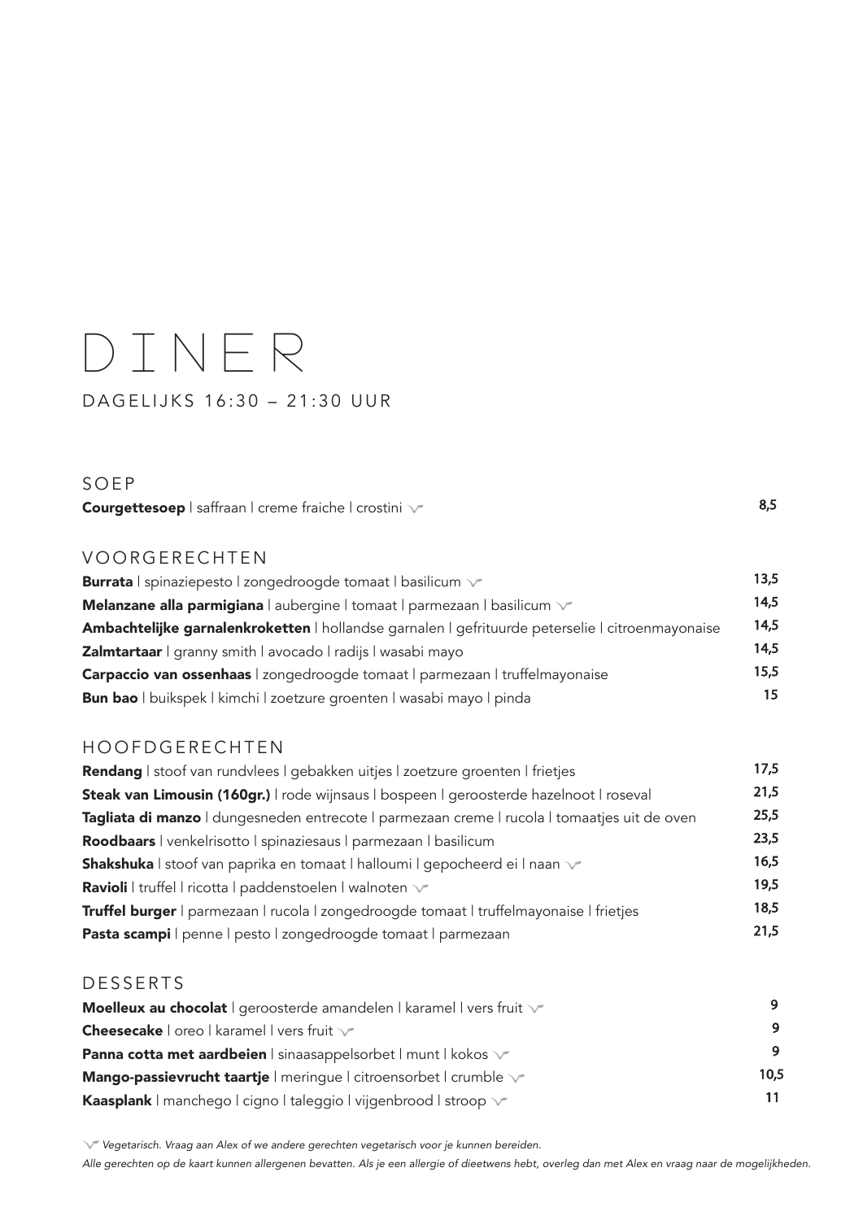# DINER

DAGELIJKS 16:30 – 21:30 UUR

## SOEP

| | |
|---|---|
| **Courgettesoep** \| saffraan \| creme fraiche \| crostini ✓ | 8,5 |

## VOORGERECHTEN

| | |
|---|---|
| **Burrata** \| spinaziepesto \| zongedroogde tomaat \| basilicum ✓ | 13,5 |
| **Melanzane alla parmigiana** \| aubergine \| tomaat \| parmezaan \| basilicum ✓ | 14,5 |
| **Ambachtelijke garnalenkroketten** \| hollandse garnalen \| gefrituurde peterselie \| citroenmayonaise | 14,5 |
| **Zalmtartaar** \| granny smith \| avocado \| radijs \| wasabi mayo | 14,5 |
| **Carpaccio van ossenhaas** \| zongedroogde tomaat \| parmezaan \| truffelmayonaise | 15,5 |
| **Bun bao** \| buikspek \| kimchi \| zoetzure groenten \| wasabi mayo \| pinda | 15 |

## HOOFDGERECHTEN

| | |
|---|---|
| **Rendang** \| stoof van rundvlees \| gebakken uitjes \| zoetzure groenten \| frietjes | 17,5 |
| **Steak van Limousin (160gr.)** \| rode wijnsaus \| bospeen \| geroosterde hazelnoot \| roseval | 21,5 |
| **Tagliata di manzo** \| dungesneden entrecote \| parmezaan creme \| rucola \| tomaatjes uit de oven | 25,5 |
| **Roodbaars** \| venkelrisotto \| spinaziesaus \| parmezaan \| basilicum | 23,5 |
| **Shakshuka** \| stoof van paprika en tomaat \| halloumi \| gepocheerd ei \| naan ✓ | 16,5 |
| **Ravioli** \| truffel \| ricotta \| paddenstoelen \| walnoten ✓ | 19,5 |
| **Truffel burger** \| parmezaan \| rucola \| zongedroogde tomaat \| truffelmayonaise \| frietjes | 18,5 |
| **Pasta scampi** \| penne \| pesto \| zongedroogde tomaat \| parmezaan | 21,5 |

## DESSERTS

| | |
|---|---|
| **Moelleux au chocolat** \| geroosterde amandelen \| karamel \| vers fruit ✓ | 9 |
| **Cheesecake** \| oreo \| karamel \| vers fruit ✓ | 9 |
| **Panna cotta met aardbeien** \| sinaasappelsorbet \| munt \| kokos ✓ | 9 |
| **Mango-passievrucht taartje** \| meringue \| citroensorbet \| crumble ✓ | 10,5 |
| **Kaasplank** \| manchego \| cigno \| taleggio \| vijgenbrood \| stroop ✓ | 11 |

✓ *Vegetarisch. Vraag aan Alex of we andere gerechten vegetarisch voor je kunnen bereiden.*

*Alle gerechten op de kaart kunnen allergenen bevatten. Als je een allergie of dieetwens hebt, overleg dan met Alex en vraag naar de mogelijkheden.*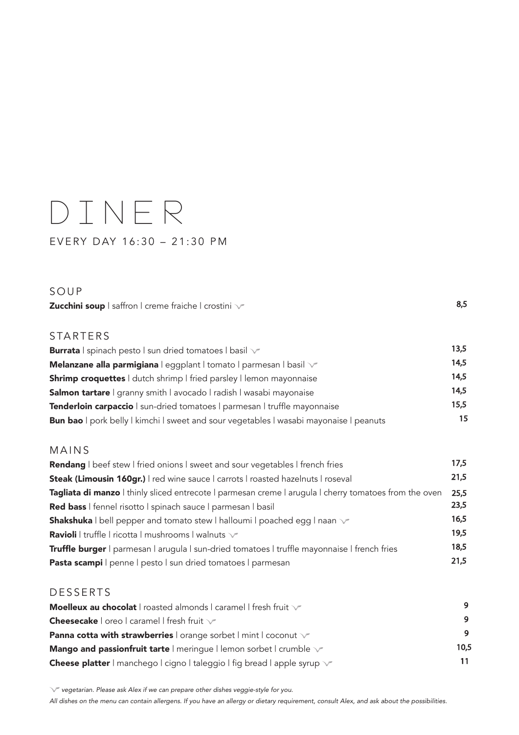# DINER

EVERY DAY 16:30 – 21:30 PM

## SOUP

| | |
|---|---|
| **Zucchini soup** \| saffron \| creme fraiche \| crostini ✓ | 8,5 |

## STARTERS

| | |
|---|---|
| **Burrata** \| spinach pesto \| sun dried tomatoes \| basil ✓ | 13,5 |
| **Melanzane alla parmigiana** \| eggplant \| tomato \| parmesan \| basil ✓ | 14,5 |
| **Shrimp croquettes** \| dutch shrimp \| fried parsley \| lemon mayonnaise | 14,5 |
| **Salmon tartare** \| granny smith \| avocado \| radish \| wasabi mayonaise | 14,5 |
| **Tenderloin carpaccio** \| sun-dried tomatoes \| parmesan \| truffle mayonnaise | 15,5 |
| **Bun bao** \| pork belly \| kimchi \| sweet and sour vegetables \| wasabi mayonaise \| peanuts | 15 |

## MAINS

| | |
|---|---|
| **Rendang** \| beef stew \| fried onions \| sweet and sour vegetables \| french fries | 17,5 |
| **Steak (Limousin 160gr.)** \| red wine sauce \| carrots \| roasted hazelnuts \| roseval | 21,5 |
| **Tagliata di manzo** \| thinly sliced entrecote \| parmesan creme \| arugula \| cherry tomatoes from the oven | 25,5 |
| **Red bass** \| fennel risotto \| spinach sauce \| parmesan \| basil | 23,5 |
| **Shakshuka** \| bell pepper and tomato stew \| halloumi \| poached egg \| naan ✓ | 16,5 |
| **Ravioli** \| truffle \| ricotta \| mushrooms \| walnuts ✓ | 19,5 |
| **Truffle burger** \| parmesan \| arugula \| sun-dried tomatoes \| truffle mayonnaise \| french fries | 18,5 |
| **Pasta scampi** \| penne \| pesto \| sun dried tomatoes \| parmesan | 21,5 |

## DESSERTS

| | |
|---|---|
| **Moelleux au chocolat** \| roasted almonds \| caramel \| fresh fruit ✓ | 9 |
| **Cheesecake** \| oreo \| caramel \| fresh fruit ✓ | 9 |
| **Panna cotta with strawberries** \| orange sorbet \| mint \| coconut ✓ | 9 |
| **Mango and passionfruit tarte** \| meringue \| lemon sorbet \| crumble ✓ | 10,5 |
| **Cheese platter** \| manchego \| cigno \| taleggio \| fig bread \| apple syrup ✓ | 11 |

✓ *vegetarian. Please ask Alex if we can prepare other dishes veggie-style for you.*

*All dishes on the menu can contain allergens. If you have an allergy or dietary requirement, consult Alex, and ask about the possibilities.*